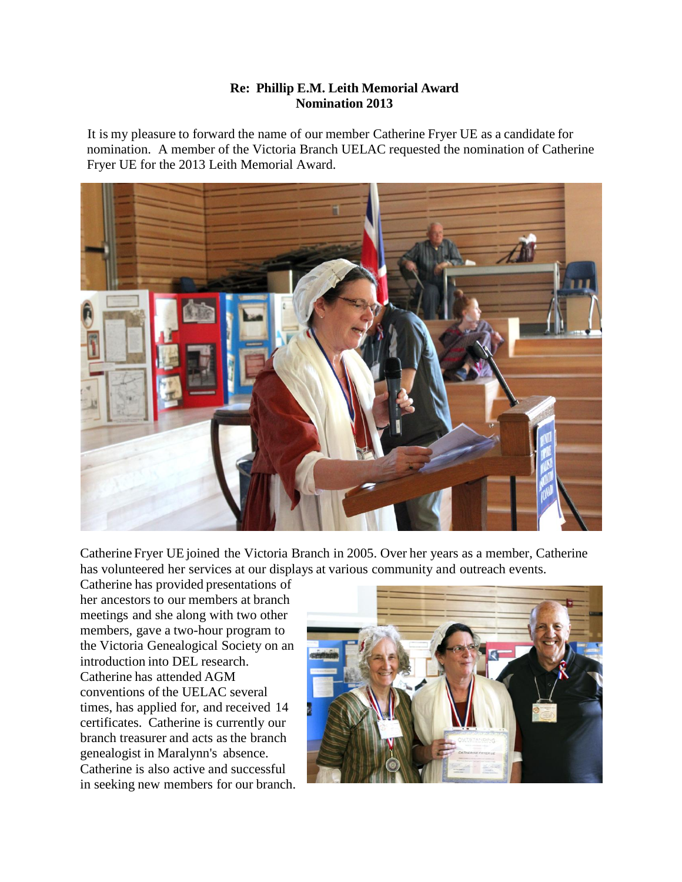**Re: Phillip E.M. Leith Memorial Award**
**Nomination 2013**

It is my pleasure to forward the name of our member Catherine Fryer UE as a candidate for nomination. A member of the Victoria Branch UELAC requested the nomination of Catherine Fryer UE for the 2013 Leith Memorial Award.

Catherine Fryer UE joined the Victoria Branch in 2005. Over her years as a member, Catherine has volunteered her services at our displays at various community and outreach events. Catherine has provided presentations of her ancestors to our members at branch meetings and she along with two other members, gave a two-hour program to the Victoria Genealogical Society on an introduction into DEL research. Catherine has attended AGM conventions of the UELAC several times, has applied for, and received 14 certificates. Catherine is currently our branch treasurer and acts as the branch genealogist in Maralynn's absence. Catherine is also active and successful in seeking new members for our branch.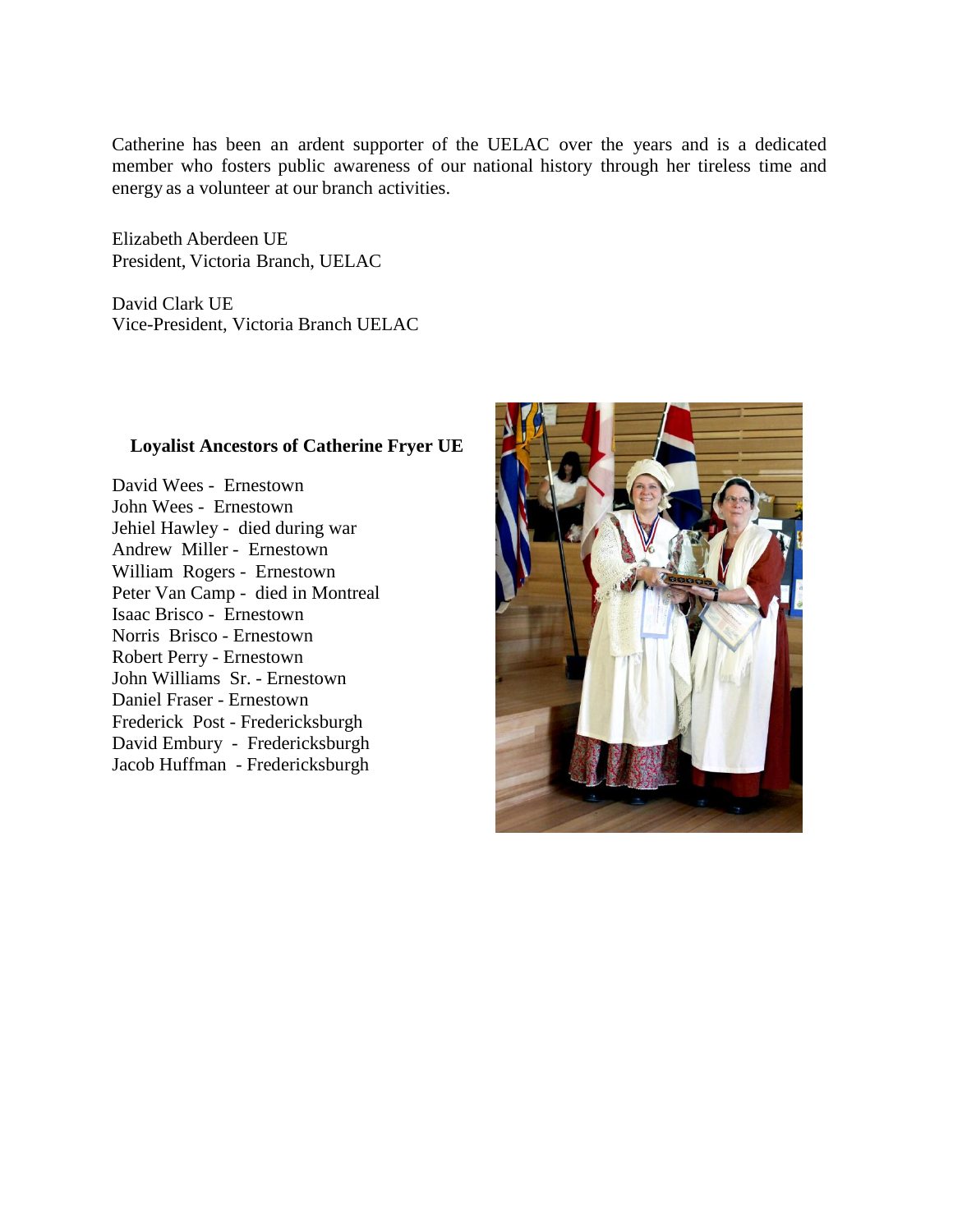Catherine has been an ardent supporter of the UELAC over the years and is a dedicated member who fosters public awareness of our national history through her tireless time and energy as a volunteer at our branch activities.

Elizabeth Aberdeen UE
President, Victoria Branch, UELAC

David Clark UE
Vice-President, Victoria Branch UELAC

**Loyalist Ancestors of Catherine Fryer UE**

David Wees - Ernestown
John Wees - Ernestown
Jehiel Hawley - died during war
Andrew Miller - Ernestown
William Rogers - Ernestown
Peter Van Camp - died in Montreal
Isaac Brisco - Ernestown
Norris Brisco - Ernestown
Robert Perry - Ernestown
John Williams Sr. - Ernestown
Daniel Fraser - Ernestown
Frederick Post - Fredericksburgh
David Embury - Fredericksburgh
Jacob Huffman - Fredericksburgh